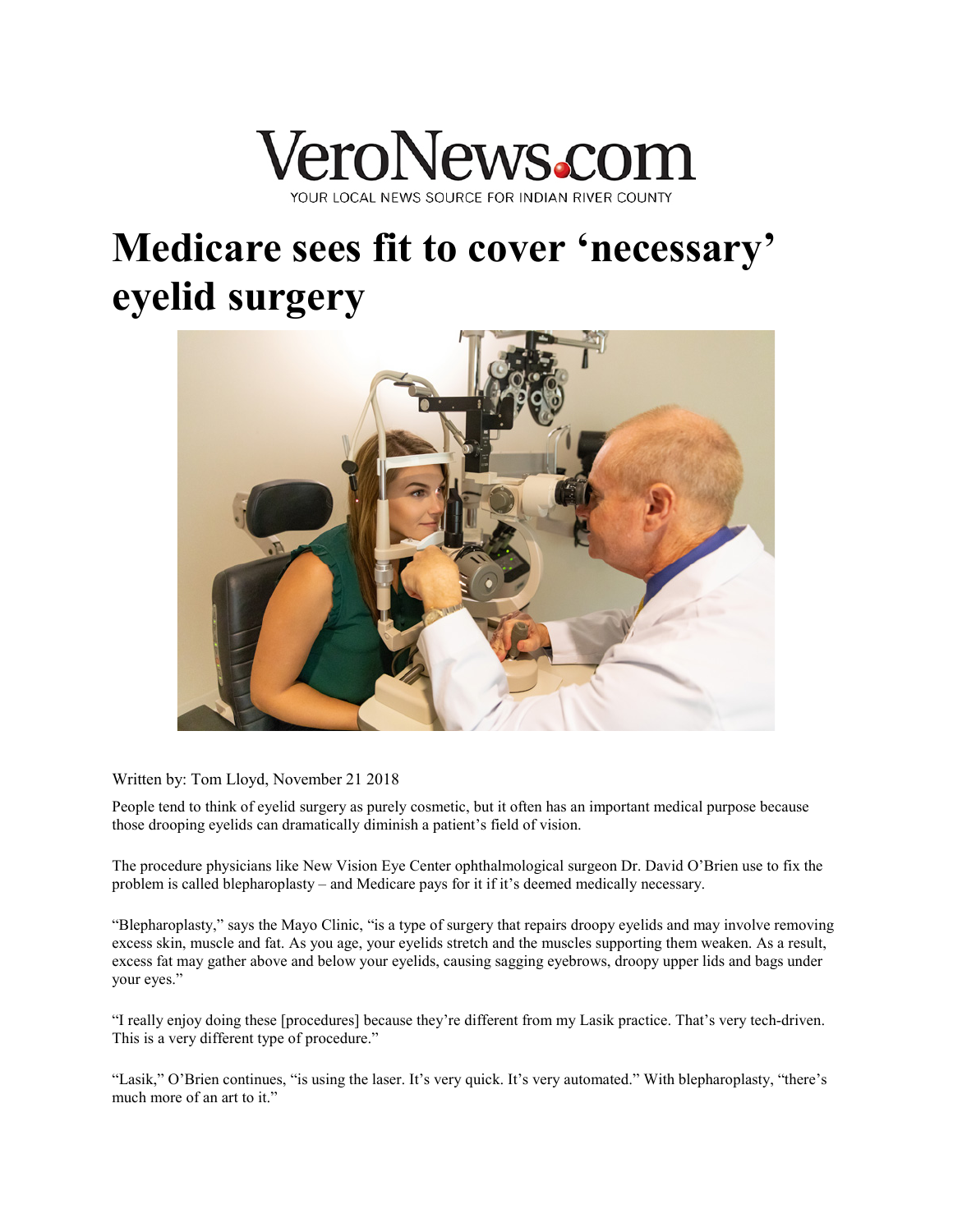VeroNews.com

YOUR LOCAL NEWS SOURCE FOR INDIAN RIVER COUNTY

# Medicare sees fit to cover 'necessary' eyelid surgery

Written by: Tom Lloyd, November 21 2018

People tend to think of eyelid surgery as purely cosmetic, but it often has an important medical purpose because those drooping eyelids can dramatically diminish a patient's field of vision.

The procedure physicians like New Vision Eye Center ophthalmological surgeon Dr. David O'Brien use to fix the problem is called blepharoplasty – and Medicare pays for it if it's deemed medically necessary.

"Blepharoplasty," says the Mayo Clinic, "is a type of surgery that repairs droopy eyelids and may involve removing excess skin, muscle and fat. As you age, your eyelids stretch and the muscles supporting them weaken. As a result, excess fat may gather above and below your eyelids, causing sagging eyebrows, droopy upper lids and bags under your eyes."

"I really enjoy doing these [procedures] because they're different from my Lasik practice. That's very tech-driven. This is a very different type of procedure."

"Lasik," O'Brien continues, "is using the laser. It's very quick. It's very automated." With blepharoplasty, "there's much more of an art to it."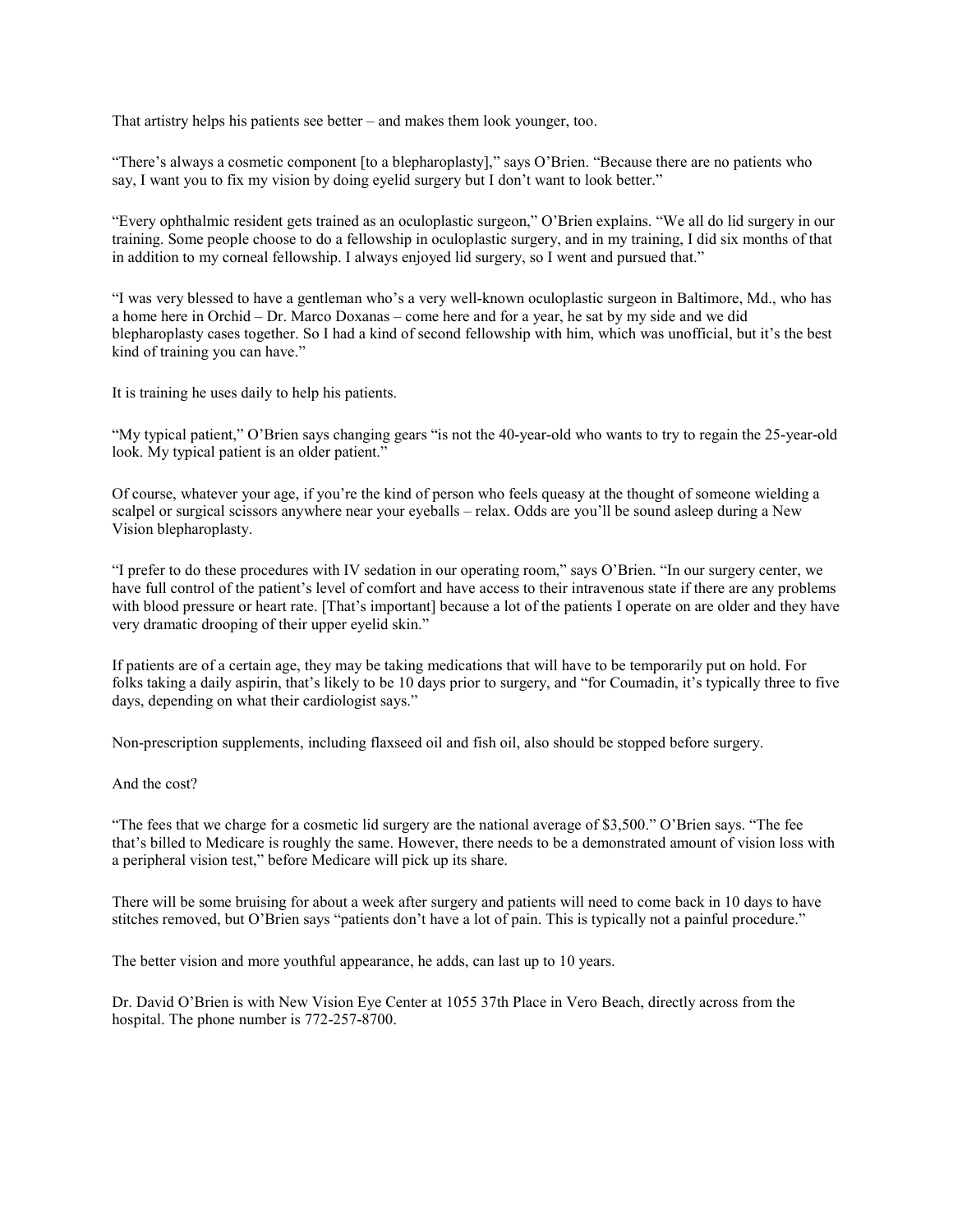That artistry helps his patients see better – and makes them look younger, too.

"There's always a cosmetic component [to a blepharoplasty]," says O'Brien. "Because there are no patients who say, I want you to fix my vision by doing eyelid surgery but I don't want to look better."

"Every ophthalmic resident gets trained as an oculoplastic surgeon," O'Brien explains. "We all do lid surgery in our training. Some people choose to do a fellowship in oculoplastic surgery, and in my training, I did six months of that in addition to my corneal fellowship. I always enjoyed lid surgery, so I went and pursued that."

"I was very blessed to have a gentleman who's a very well-known oculoplastic surgeon in Baltimore, Md., who has a home here in Orchid – Dr. Marco Doxanas – come here and for a year, he sat by my side and we did blepharoplasty cases together. So I had a kind of second fellowship with him, which was unofficial, but it's the best kind of training you can have."

It is training he uses daily to help his patients.

"My typical patient," O'Brien says changing gears "is not the 40-year-old who wants to try to regain the 25-year-old look. My typical patient is an older patient."

Of course, whatever your age, if you're the kind of person who feels queasy at the thought of someone wielding a scalpel or surgical scissors anywhere near your eyeballs – relax. Odds are you'll be sound asleep during a New Vision blepharoplasty.

"I prefer to do these procedures with IV sedation in our operating room," says O'Brien. "In our surgery center, we have full control of the patient's level of comfort and have access to their intravenous state if there are any problems with blood pressure or heart rate. [That's important] because a lot of the patients I operate on are older and they have very dramatic drooping of their upper eyelid skin."

If patients are of a certain age, they may be taking medications that will have to be temporarily put on hold. For folks taking a daily aspirin, that's likely to be 10 days prior to surgery, and "for Coumadin, it's typically three to five days, depending on what their cardiologist says."

Non-prescription supplements, including flaxseed oil and fish oil, also should be stopped before surgery.

And the cost?

"The fees that we charge for a cosmetic lid surgery are the national average of $3,500." O'Brien says. "The fee that's billed to Medicare is roughly the same. However, there needs to be a demonstrated amount of vision loss with a peripheral vision test," before Medicare will pick up its share.

There will be some bruising for about a week after surgery and patients will need to come back in 10 days to have stitches removed, but O'Brien says "patients don't have a lot of pain. This is typically not a painful procedure."

The better vision and more youthful appearance, he adds, can last up to 10 years.

Dr. David O'Brien is with New Vision Eye Center at 1055 37th Place in Vero Beach, directly across from the hospital. The phone number is 772-257-8700.